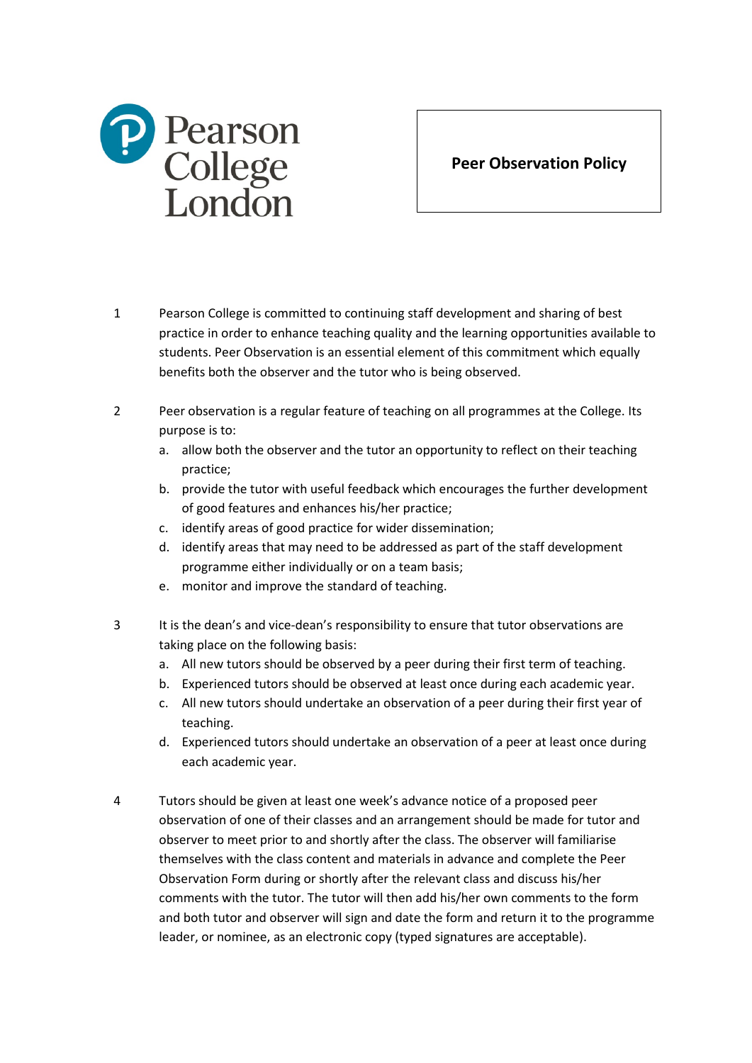Pearson College London

# Peer Observation Policy

1. Pearson College is committed to continuing staff development and sharing of best practice in order to enhance teaching quality and the learning opportunities available to students. Peer Observation is an essential element of this commitment which equally benefits both the observer and the tutor who is being observed.

2. Peer observation is a regular feature of teaching on all programmes at the College. Its purpose is to:
   a. allow both the observer and the tutor an opportunity to reflect on their teaching practice;
   b. provide the tutor with useful feedback which encourages the further development of good features and enhances his/her practice;
   c. identify areas of good practice for wider dissemination;
   d. identify areas that may need to be addressed as part of the staff development programme either individually or on a team basis;
   e. monitor and improve the standard of teaching.

3. It is the dean's and vice-dean's responsibility to ensure that tutor observations are taking place on the following basis:
   a. All new tutors should be observed by a peer during their first term of teaching.
   b. Experienced tutors should be observed at least once during each academic year.
   c. All new tutors should undertake an observation of a peer during their first year of teaching.
   d. Experienced tutors should undertake an observation of a peer at least once during each academic year.

4. Tutors should be given at least one week's advance notice of a proposed peer observation of one of their classes and an arrangement should be made for tutor and observer to meet prior to and shortly after the class. The observer will familiarise themselves with the class content and materials in advance and complete the Peer Observation Form during or shortly after the relevant class and discuss his/her comments with the tutor. The tutor will then add his/her own comments to the form and both tutor and observer will sign and date the form and return it to the programme leader, or nominee, as an electronic copy (typed signatures are acceptable).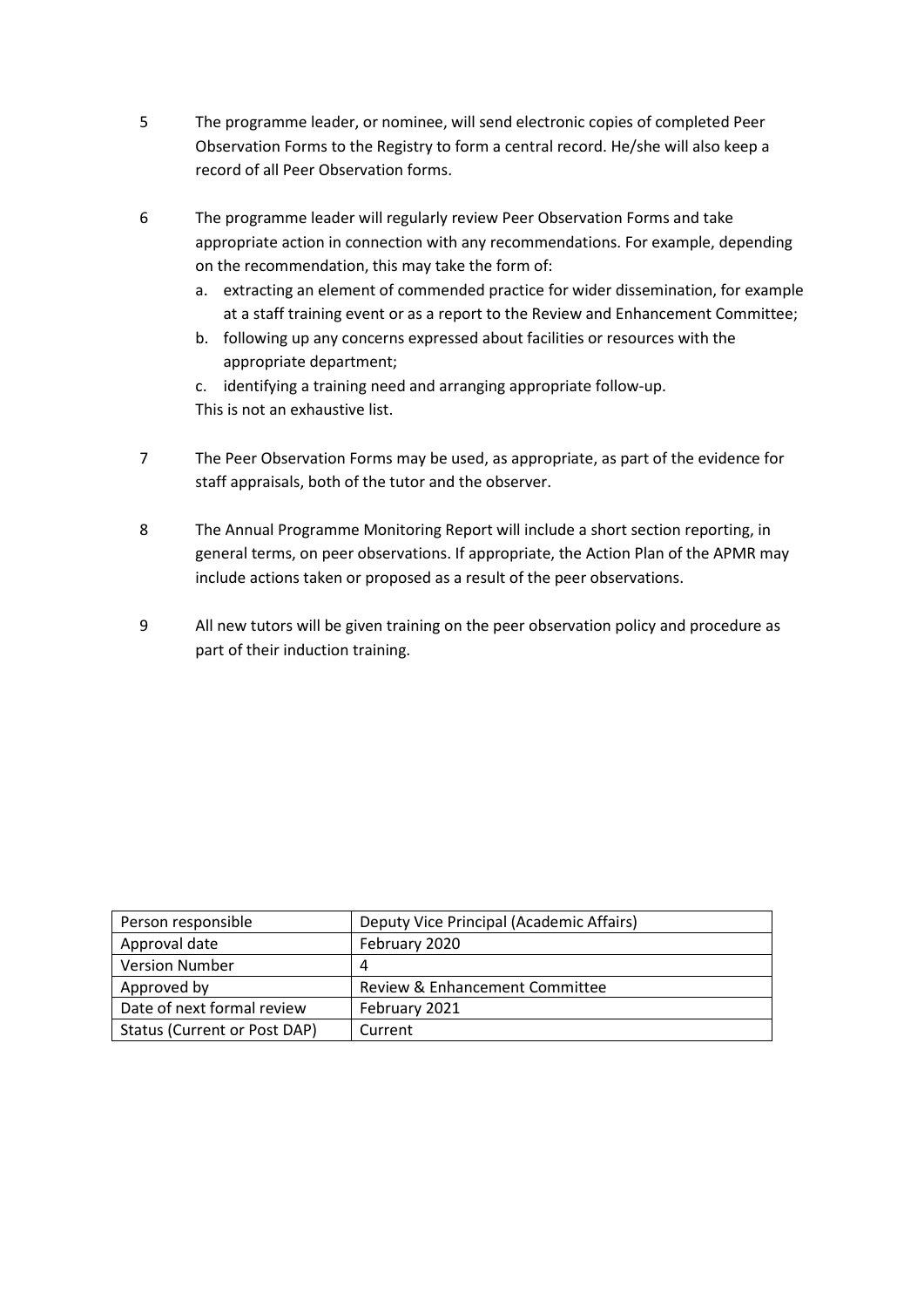5. The programme leader, or nominee, will send electronic copies of completed Peer Observation Forms to the Registry to form a central record. He/she will also keep a record of all Peer Observation forms.

6. The programme leader will regularly review Peer Observation Forms and take appropriate action in connection with any recommendations. For example, depending on the recommendation, this may take the form of:
   a. extracting an element of commended practice for wider dissemination, for example at a staff training event or as a report to the Review and Enhancement Committee;
   b. following up any concerns expressed about facilities or resources with the appropriate department;
   c. identifying a training need and arranging appropriate follow-up.

   This is not an exhaustive list.

7. The Peer Observation Forms may be used, as appropriate, as part of the evidence for staff appraisals, both of the tutor and the observer.

8. The Annual Programme Monitoring Report will include a short section reporting, in general terms, on peer observations. If appropriate, the Action Plan of the APMR may include actions taken or proposed as a result of the peer observations.

9. All new tutors will be given training on the peer observation policy and procedure as part of their induction training.

| | |
|---|---|
| Person responsible | Deputy Vice Principal (Academic Affairs) |
| Approval date | February 2020 |
| Version Number | 4 |
| Approved by | Review & Enhancement Committee |
| Date of next formal review | February 2021 |
| Status (Current or Post DAP) | Current |